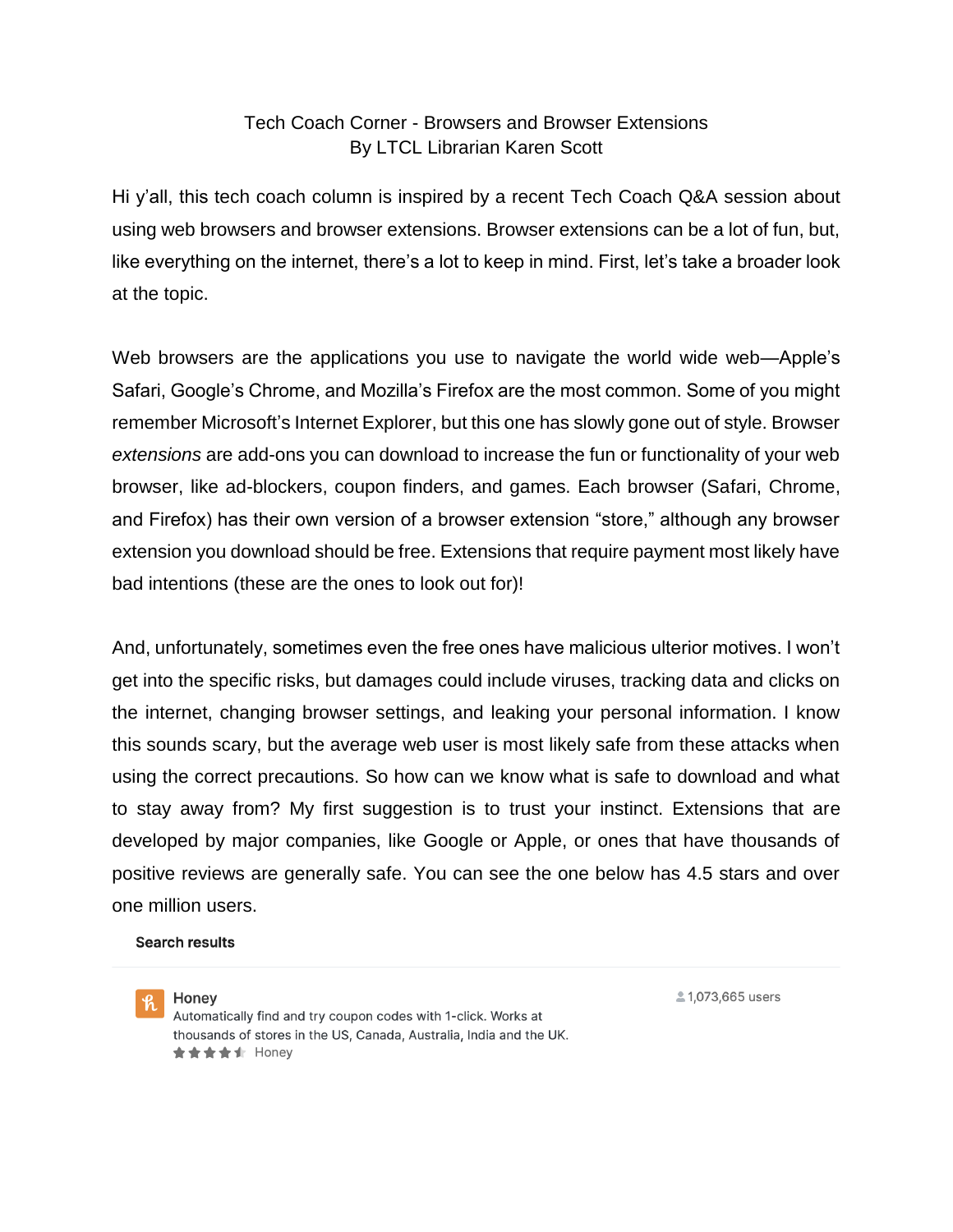# Tech Coach Corner - Browsers and Browser Extensions

By LTCL Librarian Karen Scott

Hi y'all, this tech coach column is inspired by a recent Tech Coach Q&A session about using web browsers and browser extensions. Browser extensions can be a lot of fun, but, like everything on the internet, there's a lot to keep in mind. First, let's take a broader look at the topic.

Web browsers are the applications you use to navigate the world wide web—Apple's Safari, Google's Chrome, and Mozilla's Firefox are the most common. Some of you might remember Microsoft's Internet Explorer, but this one has slowly gone out of style. Browser *extensions* are add-ons you can download to increase the fun or functionality of your web browser, like ad-blockers, coupon finders, and games. Each browser (Safari, Chrome, and Firefox) has their own version of a browser extension "store," although any browser extension you download should be free. Extensions that require payment most likely have bad intentions (these are the ones to look out for)!

And, unfortunately, sometimes even the free ones have malicious ulterior motives. I won't get into the specific risks, but damages could include viruses, tracking data and clicks on the internet, changing browser settings, and leaking your personal information. I know this sounds scary, but the average web user is most likely safe from these attacks when using the correct precautions. So how can we know what is safe to download and what to stay away from? My first suggestion is to trust your instinct. Extensions that are developed by major companies, like Google or Apple, or ones that have thousands of positive reviews are generally safe. You can see the one below has 4.5 stars and over one million users.

**Search results**

**Honey** — 1,073,665 users
Automatically find and try coupon codes with 1-click. Works at thousands of stores in the US, Canada, Australia, India and the UK.
★★★★½ Honey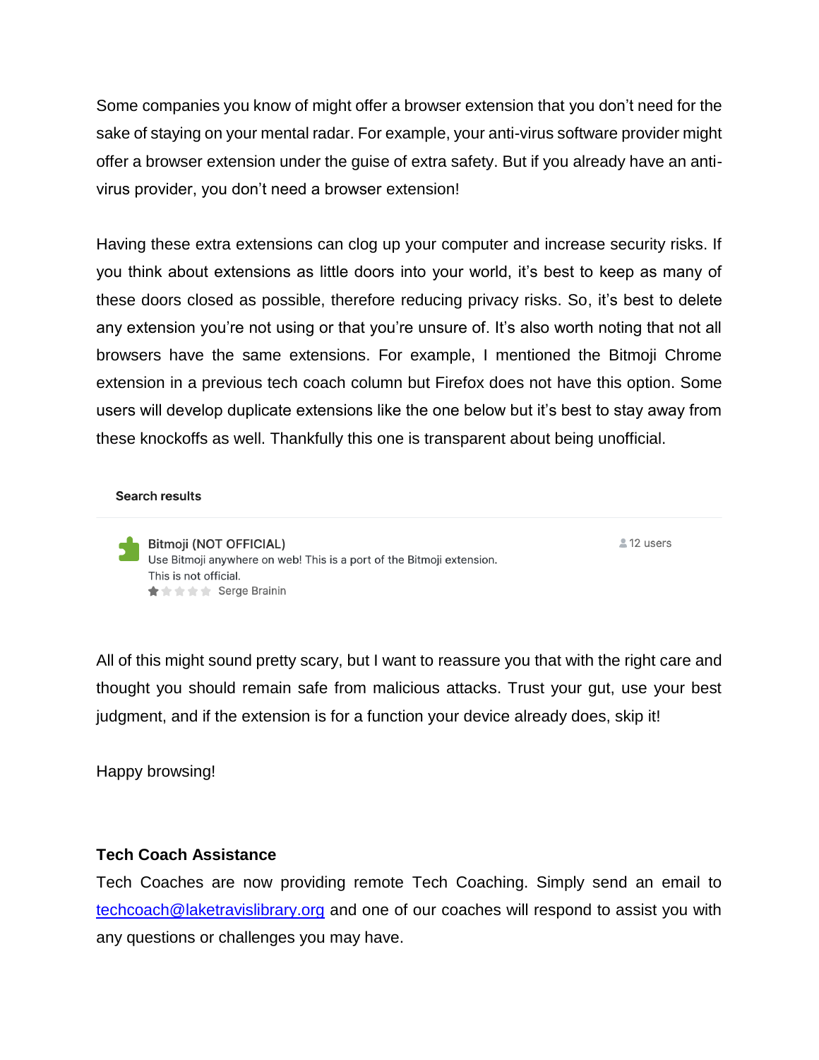Some companies you know of might offer a browser extension that you don't need for the sake of staying on your mental radar. For example, your anti-virus software provider might offer a browser extension under the guise of extra safety. But if you already have an anti-virus provider, you don't need a browser extension!

Having these extra extensions can clog up your computer and increase security risks. If you think about extensions as little doors into your world, it's best to keep as many of these doors closed as possible, therefore reducing privacy risks. So, it's best to delete any extension you're not using or that you're unsure of. It's also worth noting that not all browsers have the same extensions. For example, I mentioned the Bitmoji Chrome extension in a previous tech coach column but Firefox does not have this option. Some users will develop duplicate extensions like the one below but it's best to stay away from these knockoffs as well. Thankfully this one is transparent about being unofficial.

**Search results**

Bitmoji (NOT OFFICIAL)
Use Bitmoji anywhere on web! This is a port of the Bitmoji extension. This is not official.
Serge Brainin
12 users

All of this might sound pretty scary, but I want to reassure you that with the right care and thought you should remain safe from malicious attacks. Trust your gut, use your best judgment, and if the extension is for a function your device already does, skip it!

Happy browsing!

**Tech Coach Assistance**

Tech Coaches are now providing remote Tech Coaching. Simply send an email to [techcoach@laketravislibrary.org](mailto:techcoach@laketravislibrary.org) and one of our coaches will respond to assist you with any questions or challenges you may have.